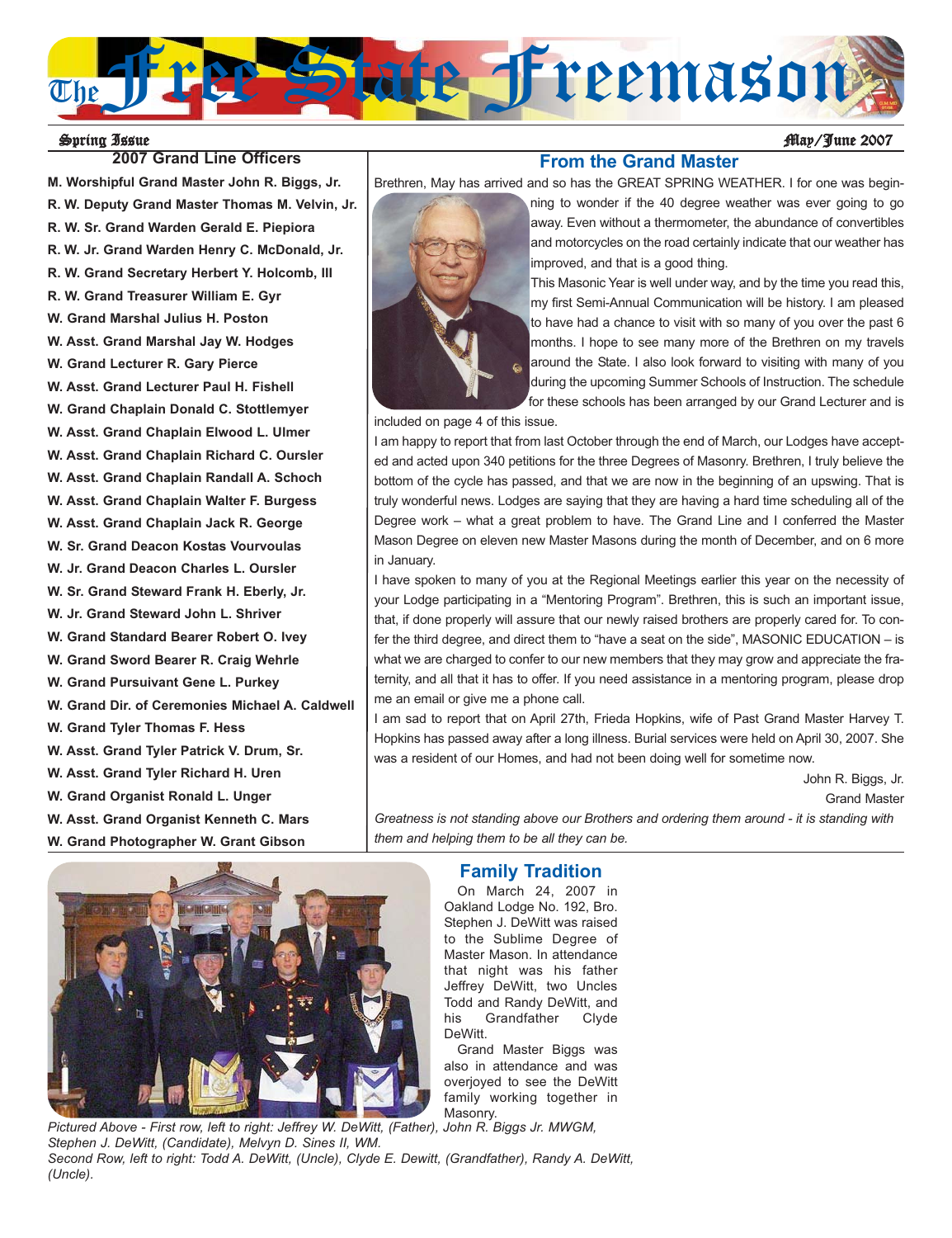# The Free State Freemason

Spring Issue — May/June 2007

## 2007 Grand Line Officers

**M. Worshipful Grand Master John R. Biggs, Jr.**
**R. W. Deputy Grand Master Thomas M. Velvin, Jr.**
**R. W. Sr. Grand Warden Gerald E. Piepiora**
**R. W. Jr. Grand Warden Henry C. McDonald, Jr.**
**R. W. Grand Secretary Herbert Y. Holcomb, III**
**R. W. Grand Treasurer William E. Gyr**
**W. Grand Marshal Julius H. Poston**
**W. Asst. Grand Marshal Jay W. Hodges**
**W. Grand Lecturer R. Gary Pierce**
**W. Asst. Grand Lecturer Paul H. Fishell**
**W. Grand Chaplain Donald C. Stottlemyer**
**W. Asst. Grand Chaplain Elwood L. Ulmer**
**W. Asst. Grand Chaplain Richard C. Oursler**
**W. Asst. Grand Chaplain Randall A. Schoch**
**W. Asst. Grand Chaplain Walter F. Burgess**
**W. Asst. Grand Chaplain Jack R. George**
**W. Sr. Grand Deacon Kostas Vourvoulas**
**W. Jr. Grand Deacon Charles L. Oursler**
**W. Sr. Grand Steward Frank H. Eberly, Jr.**
**W. Jr. Grand Steward John L. Shriver**
**W. Grand Standard Bearer Robert O. Ivey**
**W. Grand Sword Bearer R. Craig Wehrle**
**W. Grand Pursuivant Gene L. Purkey**
**W. Grand Dir. of Ceremonies Michael A. Caldwell**
**W. Grand Tyler Thomas F. Hess**
**W. Asst. Grand Tyler Patrick V. Drum, Sr.**
**W. Asst. Grand Tyler Richard H. Uren**
**W. Grand Organist Ronald L. Unger**
**W. Asst. Grand Organist Kenneth C. Mars**
**W. Grand Photographer W. Grant Gibson**

## From the Grand Master

Brethren, May has arrived and so has the GREAT SPRING WEATHER. I for one was beginning to wonder if the 40 degree weather was ever going to go away. Even without a thermometer, the abundance of convertibles and motorcycles on the road certainly indicate that our weather has improved, and that is a good thing.

This Masonic Year is well under way, and by the time you read this, my first Semi-Annual Communication will be history. I am pleased to have had a chance to visit with so many of you over the past 6 months. I hope to see many more of the Brethren on my travels around the State. I also look forward to visiting with many of you during the upcoming Summer Schools of Instruction. The schedule for these schools has been arranged by our Grand Lecturer and is included on page 4 of this issue.

I am happy to report that from last October through the end of March, our Lodges have accepted and acted upon 340 petitions for the three Degrees of Masonry. Brethren, I truly believe the bottom of the cycle has passed, and that we are now in the beginning of an upswing. That is truly wonderful news. Lodges are saying that they are having a hard time scheduling all of the Degree work – what a great problem to have. The Grand Line and I conferred the Master Mason Degree on eleven new Master Masons during the month of December, and on 6 more in January.

I have spoken to many of you at the Regional Meetings earlier this year on the necessity of your Lodge participating in a "Mentoring Program". Brethren, this is such an important issue, that, if done properly will assure that our newly raised brothers are properly cared for. To confer the third degree, and direct them to "have a seat on the side", MASONIC EDUCATION – is what we are charged to confer to our new members that they may grow and appreciate the fraternity, and all that it has to offer. If you need assistance in a mentoring program, please drop me an email or give me a phone call.

I am sad to report that on April 27th, Frieda Hopkins, wife of Past Grand Master Harvey T. Hopkins has passed away after a long illness. Burial services were held on April 30, 2007. She was a resident of our Homes, and had not been doing well for sometime now.

John R. Biggs, Jr.
Grand Master

*Greatness is not standing above our Brothers and ordering them around - it is standing with them and helping them to be all they can be.*

## Family Tradition

On March 24, 2007 in Oakland Lodge No. 192, Bro. Stephen J. DeWitt was raised to the Sublime Degree of Master Mason. In attendance that night was his father Jeffrey DeWitt, two Uncles Todd and Randy DeWitt, and his Grandfather Clyde DeWitt.

Grand Master Biggs was also in attendance and was overjoyed to see the DeWitt family working together in Masonry.

*Pictured Above - First row, left to right: Jeffrey W. DeWitt, (Father), John R. Biggs Jr. MWGM, Stephen J. DeWitt, (Candidate), Melvyn D. Sines II, WM.*
*Second Row, left to right: Todd A. DeWitt, (Uncle), Clyde E. Dewitt, (Grandfather), Randy A. DeWitt, (Uncle).*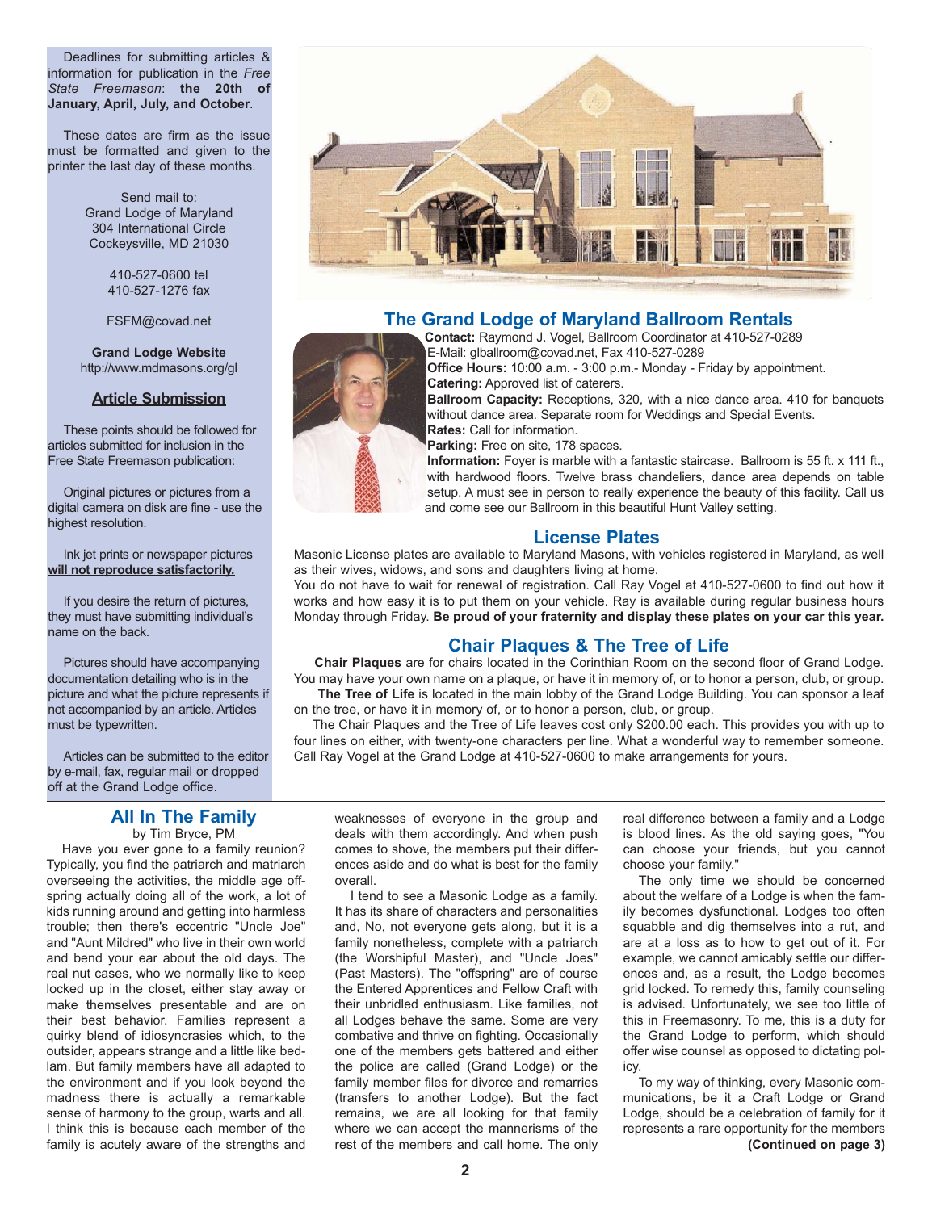Deadlines for submitting articles & information for publication in the *Free State Freemason*: **the 20th of January, April, July, and October**.

These dates are firm as the issue must be formatted and given to the printer the last day of these months.

Send mail to:
Grand Lodge of Maryland
304 International Circle
Cockeysville, MD 21030

410-527-0600 tel
410-527-1276 fax

FSFM@covad.net

**Grand Lodge Website**
http://www.mdmasons.org/gl

**Article Submission**

These points should be followed for articles submitted for inclusion in the Free State Freemason publication:

Original pictures or pictures from a digital camera on disk are fine - use the highest resolution.

Ink jet prints or newspaper pictures **will not reproduce satisfactorily.**

If you desire the return of pictures, they must have submitting individual's name on the back.

Pictures should have accompanying documentation detailing who is in the picture and what the picture represents if not accompanied by an article. Articles must be typewritten.

Articles can be submitted to the editor by e-mail, fax, regular mail or dropped off at the Grand Lodge office.

## The Grand Lodge of Maryland Ballroom Rentals

**Contact:** Raymond J. Vogel, Ballroom Coordinator at 410-527-0289
E-Mail: glballroom@covad.net, Fax 410-527-0289
**Office Hours:** 10:00 a.m. - 3:00 p.m.- Monday - Friday by appointment.
**Catering:** Approved list of caterers.
**Ballroom Capacity:** Receptions, 320, with a nice dance area. 410 for banquets without dance area. Separate room for Weddings and Special Events.
**Rates:** Call for information.
**Parking:** Free on site, 178 spaces.
**Information:** Foyer is marble with a fantastic staircase. Ballroom is 55 ft. x 111 ft., with hardwood floors. Twelve brass chandeliers, dance area depends on table setup. A must see in person to really experience the beauty of this facility. Call us and come see our Ballroom in this beautiful Hunt Valley setting.

## License Plates

Masonic License plates are available to Maryland Masons, with vehicles registered in Maryland, as well as their wives, widows, and sons and daughters living at home.
You do not have to wait for renewal of registration. Call Ray Vogel at 410-527-0600 to find out how it works and how easy it is to put them on your vehicle. Ray is available during regular business hours Monday through Friday. **Be proud of your fraternity and display these plates on your car this year.**

## Chair Plaques & The Tree of Life

**Chair Plaques** are for chairs located in the Corinthian Room on the second floor of Grand Lodge. You may have your own name on a plaque, or have it in memory of, or to honor a person, club, or group.
**The Tree of Life** is located in the main lobby of the Grand Lodge Building. You can sponsor a leaf on the tree, or have it in memory of, or to honor a person, club, or group.
The Chair Plaques and the Tree of Life leaves cost only $200.00 each. This provides you with up to four lines on either, with twenty-one characters per line. What a wonderful way to remember someone. Call Ray Vogel at the Grand Lodge at 410-527-0600 to make arrangements for yours.

## All In The Family

by Tim Bryce, PM

Have you ever gone to a family reunion? Typically, you find the patriarch and matriarch overseeing the activities, the middle age offspring actually doing all of the work, a lot of kids running around and getting into harmless trouble; then there's eccentric "Uncle Joe" and "Aunt Mildred" who live in their own world and bend your ear about the old days. The real nut cases, who we normally like to keep locked up in the closet, either stay away or make themselves presentable and are on their best behavior. Families represent a quirky blend of idiosyncrasies which, to the outsider, appears strange and a little like bedlam. But family members have all adapted to the environment and if you look beyond the madness there is actually a remarkable sense of harmony to the group, warts and all. I think this is because each member of the family is acutely aware of the strengths and weaknesses of everyone in the group and deals with them accordingly. And when push comes to shove, the members put their differences aside and do what is best for the family overall.

I tend to see a Masonic Lodge as a family. It has its share of characters and personalities and, No, not everyone gets along, but it is a family nonetheless, complete with a patriarch (the Worshipful Master), and "Uncle Joes" (Past Masters). The "offspring" are of course the Entered Apprentices and Fellow Craft with their unbridled enthusiasm. Like families, not all Lodges behave the same. Some are very combative and thrive on fighting. Occasionally one of the members gets battered and either the police are called (Grand Lodge) or the family member files for divorce and remarries (transfers to another Lodge). But the fact remains, we are all looking for that family where we can accept the mannerisms of the rest of the members and call home. The only real difference between a family and a Lodge is blood lines. As the old saying goes, "You can choose your friends, but you cannot choose your family."

The only time we should be concerned about the welfare of a Lodge is when the family becomes dysfunctional. Lodges too often squabble and dig themselves into a rut, and are at a loss as to how to get out of it. For example, we cannot amicably settle our differences and, as a result, the Lodge becomes grid locked. To remedy this, family counseling is advised. Unfortunately, we see too little of this in Freemasonry. To me, this is a duty for the Grand Lodge to perform, which should offer wise counsel as opposed to dictating policy.

To my way of thinking, every Masonic communications, be it a Craft Lodge or Grand Lodge, should be a celebration of family for it represents a rare opportunity for the members

**(Continued on page 3)**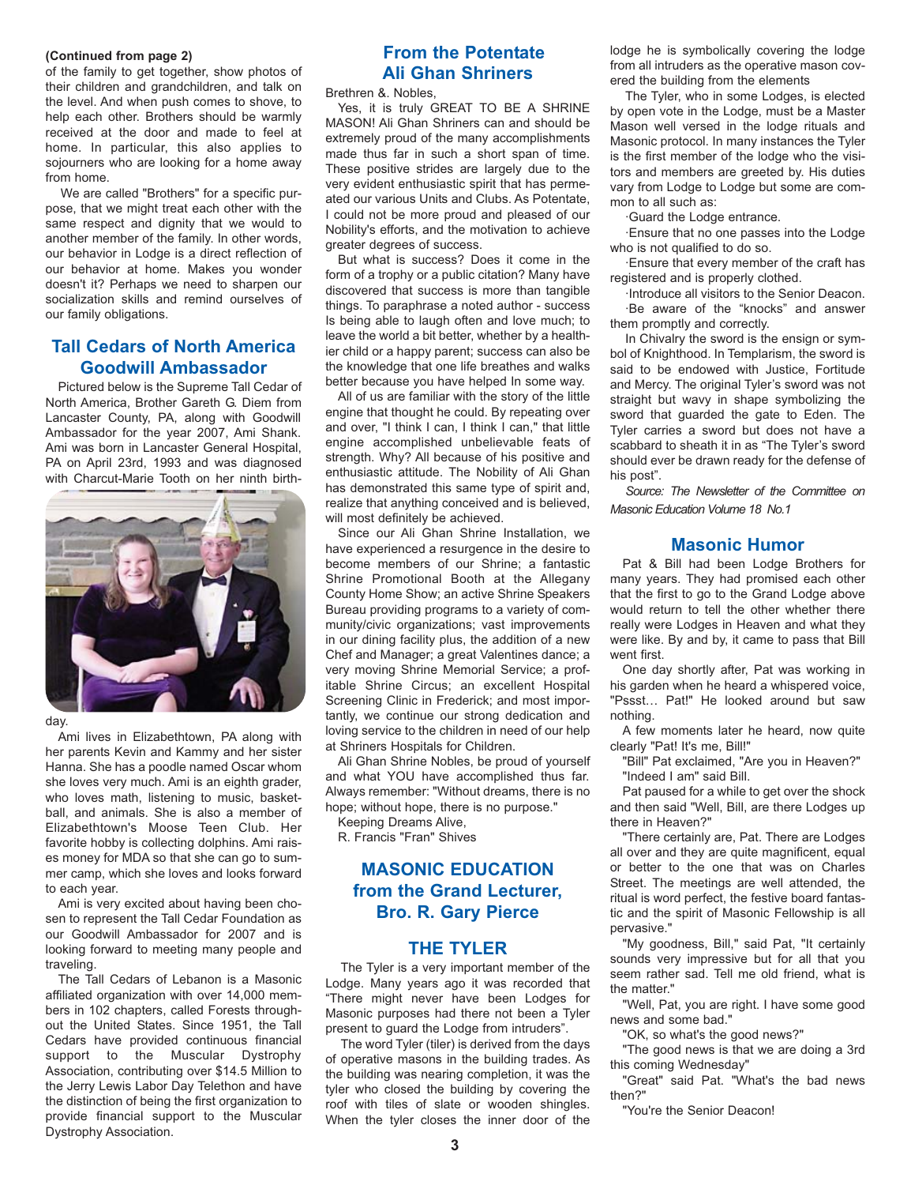**(Continued from page 2)**

of the family to get together, show photos of their children and grandchildren, and talk on the level. And when push comes to shove, to help each other. Brothers should be warmly received at the door and made to feel at home. In particular, this also applies to sojourners who are looking for a home away from home.

We are called "Brothers" for a specific purpose, that we might treat each other with the same respect and dignity that we would to another member of the family. In other words, our behavior in Lodge is a direct reflection of our behavior at home. Makes you wonder doesn't it? Perhaps we need to sharpen our socialization skills and remind ourselves of our family obligations.

## Tall Cedars of North America Goodwill Ambassador

Pictured below is the Supreme Tall Cedar of North America, Brother Gareth G. Diem from Lancaster County, PA, along with Goodwill Ambassador for the year 2007, Ami Shank. Ami was born in Lancaster General Hospital, PA on April 23rd, 1993 and was diagnosed with Charcut-Marie Tooth on her ninth birthday.

Ami lives in Elizabethtown, PA along with her parents Kevin and Kammy and her sister Hanna. She has a poodle named Oscar whom she loves very much. Ami is an eighth grader, who loves math, listening to music, basketball, and animals. She is also a member of Elizabethtown's Moose Teen Club. Her favorite hobby is collecting dolphins. Ami raises money for MDA so that she can go to summer camp, which she loves and looks forward to each year.

Ami is very excited about having been chosen to represent the Tall Cedar Foundation as our Goodwill Ambassador for 2007 and is looking forward to meeting many people and traveling.

The Tall Cedars of Lebanon is a Masonic affiliated organization with over 14,000 members in 102 chapters, called Forests throughout the United States. Since 1951, the Tall Cedars have provided continuous financial support to the Muscular Dystrophy Association, contributing over $14.5 Million to the Jerry Lewis Labor Day Telethon and have the distinction of being the first organization to provide financial support to the Muscular Dystrophy Association.

## From the Potentate Ali Ghan Shriners

Brethren &. Nobles,

Yes, it is truly GREAT TO BE A SHRINE MASON! Ali Ghan Shriners can and should be extremely proud of the many accomplishments made thus far in such a short span of time. These positive strides are largely due to the very evident enthusiastic spirit that has permeated our various Units and Clubs. As Potentate, I could not be more proud and pleased of our Nobility's efforts, and the motivation to achieve greater degrees of success.

But what is success? Does it come in the form of a trophy or a public citation? Many have discovered that success is more than tangible things. To paraphrase a noted author - success Is being able to laugh often and love much; to leave the world a bit better, whether by a healthier child or a happy parent; success can also be the knowledge that one life breathes and walks better because you have helped In some way.

All of us are familiar with the story of the little engine that thought he could. By repeating over and over, "I think I can, I think I can," that little engine accomplished unbelievable feats of strength. Why? All because of his positive and enthusiastic attitude. The Nobility of Ali Ghan has demonstrated this same type of spirit and, realize that anything conceived and is believed, will most definitely be achieved.

Since our Ali Ghan Shrine Installation, we have experienced a resurgence in the desire to become members of our Shrine; a fantastic Shrine Promotional Booth at the Allegany County Home Show; an active Shrine Speakers Bureau providing programs to a variety of community/civic organizations; vast improvements in our dining facility plus, the addition of a new Chef and Manager; a great Valentines dance; a very moving Shrine Memorial Service; a profitable Shrine Circus; an excellent Hospital Screening Clinic in Frederick; and most importantly, we continue our strong dedication and loving service to the children in need of our help at Shriners Hospitals for Children.

Ali Ghan Shrine Nobles, be proud of yourself and what YOU have accomplished thus far. Always remember: "Without dreams, there is no hope; without hope, there is no purpose."

Keeping Dreams Alive,

R. Francis "Fran" Shives

## MASONIC EDUCATION from the Grand Lecturer, Bro. R. Gary Pierce

### THE TYLER

The Tyler is a very important member of the Lodge. Many years ago it was recorded that "There might never have been Lodges for Masonic purposes had there not been a Tyler present to guard the Lodge from intruders".

The word Tyler (tiler) is derived from the days of operative masons in the building trades. As the building was nearing completion, it was the tyler who closed the building by covering the roof with tiles of slate or wooden shingles. When the tyler closes the inner door of the lodge he is symbolically covering the lodge from all intruders as the operative mason covered the building from the elements

The Tyler, who in some Lodges, is elected by open vote in the Lodge, must be a Master Mason well versed in the lodge rituals and Masonic protocol. In many instances the Tyler is the first member of the lodge who the visitors and members are greeted by. His duties vary from Lodge to Lodge but some are common to all such as:

·Guard the Lodge entrance.

·Ensure that no one passes into the Lodge who is not qualified to do so.

·Ensure that every member of the craft has registered and is properly clothed.

·Introduce all visitors to the Senior Deacon.

·Be aware of the "knocks" and answer them promptly and correctly.

In Chivalry the sword is the ensign or symbol of Knighthood. In Templarism, the sword is said to be endowed with Justice, Fortitude and Mercy. The original Tyler's sword was not straight but wavy in shape symbolizing the sword that guarded the gate to Eden. The Tyler carries a sword but does not have a scabbard to sheath it in as "The Tyler's sword should ever be drawn ready for the defense of his post".

*Source: The Newsletter of the Committee on Masonic Education Volume 18 No.1*

## Masonic Humor

Pat & Bill had been Lodge Brothers for many years. They had promised each other that the first to go to the Grand Lodge above would return to tell the other whether there really were Lodges in Heaven and what they were like. By and by, it came to pass that Bill went first.

One day shortly after, Pat was working in his garden when he heard a whispered voice, "Pssst… Pat!" He looked around but saw nothing.

A few moments later he heard, now quite clearly "Pat! It's me, Bill!"

"Bill" Pat exclaimed, "Are you in Heaven?"

"Indeed I am" said Bill.

Pat paused for a while to get over the shock and then said "Well, Bill, are there Lodges up there in Heaven?"

"There certainly are, Pat. There are Lodges all over and they are quite magnificent, equal or better to the one that was on Charles Street. The meetings are well attended, the ritual is word perfect, the festive board fantastic and the spirit of Masonic Fellowship is all pervasive."

"My goodness, Bill," said Pat, "It certainly sounds very impressive but for all that you seem rather sad. Tell me old friend, what is the matter."

"Well, Pat, you are right. I have some good news and some bad."

"OK, so what's the good news?"

"The good news is that we are doing a 3rd this coming Wednesday"

"Great" said Pat. "What's the bad news then?"

"You're the Senior Deacon!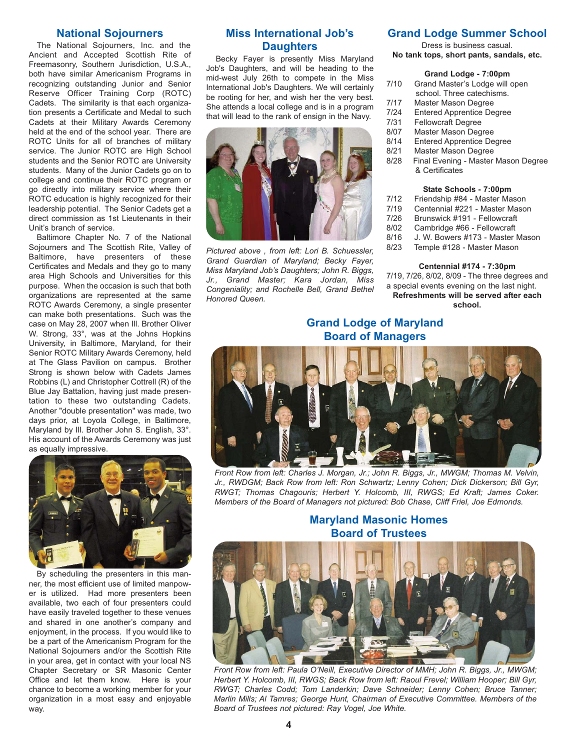## National Sojourners

The National Sojourners, Inc. and the Ancient and Accepted Scottish Rite of Freemasonry, Southern Jurisdiction, U.S.A., both have similar Americanism Programs in recognizing outstanding Junior and Senior Reserve Officer Training Corp (ROTC) Cadets. The similarity is that each organization presents a Certificate and Medal to such Cadets at their Military Awards Ceremony held at the end of the school year. There are ROTC Units for all of branches of military service. The Junior ROTC are High School students and the Senior ROTC are University students. Many of the Junior Cadets go on to college and continue their ROTC program or go directly into military service where their ROTC education is highly recognized for their leadership potential. The Senior Cadets get a direct commission as 1st Lieutenants in their Unit's branch of service.

Baltimore Chapter No. 7 of the National Sojourners and The Scottish Rite, Valley of Baltimore, have presenters of these Certificates and Medals and they go to many area High Schools and Universities for this purpose. When the occasion is such that both organizations are represented at the same ROTC Awards Ceremony, a single presenter can make both presentations. Such was the case on May 28, 2007 when Ill. Brother Oliver W. Strong, 33°, was at the Johns Hopkins University, in Baltimore, Maryland, for their Senior ROTC Military Awards Ceremony, held at The Glass Pavilion on campus. Brother Strong is shown below with Cadets James Robbins (L) and Christopher Cottrell (R) of the Blue Jay Battalion, having just made presentation to these two outstanding Cadets. Another "double presentation" was made, two days prior, at Loyola College, in Baltimore, Maryland by Ill. Brother John S. English, 33°. His account of the Awards Ceremony was just as equally impressive.

By scheduling the presenters in this manner, the most efficient use of limited manpower is utilized. Had more presenters been available, two each of four presenters could have easily traveled together to these venues and shared in one another's company and enjoyment, in the process. If you would like to be a part of the Americanism Program for the National Sojourners and/or the Scottish Rite in your area, get in contact with your local NS Chapter Secretary or SR Masonic Center Office and let them know. Here is your chance to become a working member for your organization in a most easy and enjoyable way.

## Miss International Job's Daughters

Becky Fayer is presently Miss Maryland Job's Daughters, and will be heading to the mid-west July 26th to compete in the Miss International Job's Daughters. We will certainly be rooting for her, and wish her the very best. She attends a local college and is in a program that will lead to the rank of ensign in the Navy.

*Pictured above , from left: Lori B. Schuessler, Grand Guardian of Maryland; Becky Fayer, Miss Maryland Job's Daughters; John R. Biggs, Jr., Grand Master; Kara Jordan, Miss Congeniality; and Rochelle Bell, Grand Bethel Honored Queen.*

## Grand Lodge Summer School

Dress is business casual.
**No tank tops, short pants, sandals, etc.**

**Grand Lodge - 7:00pm**

| | |
|---|---|
| 7/10 | Grand Master's Lodge will open school. Three catechisms. |
| 7/17 | Master Mason Degree |
| 7/24 | Entered Apprentice Degree |
| 7/31 | Fellowcraft Degree |
| 8/07 | Master Mason Degree |
| 8/14 | Entered Apprentice Degree |
| 8/21 | Master Mason Degree |
| 8/28 | Final Evening - Master Mason Degree & Certificates |

**State Schools - 7:00pm**

| | |
|---|---|
| 7/12 | Friendship #84 - Master Mason |
| 7/19 | Centennial #221 - Master Mason |
| 7/26 | Brunswick #191 - Fellowcraft |
| 8/02 | Cambridge #66 - Fellowcraft |
| 8/16 | J. W. Bowers #173 - Master Mason |
| 8/23 | Temple #128 - Master Mason |

**Centennial #174 - 7:30pm**

7/19, 7/26, 8/02, 8/09 - The three degrees and a special events evening on the last night.
**Refreshments will be served after each school.**

## Grand Lodge of Maryland Board of Managers

*Front Row from left: Charles J. Morgan, Jr.; John R. Biggs, Jr., MWGM; Thomas M. Velvin, Jr., RWDGM; Back Row from left: Ron Schwartz; Lenny Cohen; Dick Dickerson; Bill Gyr, RWGT; Thomas Chagouris; Herbert Y. Holcomb, III, RWGS; Ed Kraft; James Coker. Members of the Board of Managers not pictured: Bob Chase, Cliff Friel, Joe Edmonds.*

## Maryland Masonic Homes Board of Trustees

*Front Row from left: Paula O'Neill, Executive Director of MMH; John R. Biggs, Jr., MWGM; Herbert Y. Holcomb, III, RWGS; Back Row from left: Raoul Frevel; William Hooper; Bill Gyr, RWGT; Charles Codd; Tom Landerkin; Dave Schneider; Lenny Cohen; Bruce Tanner; Marlin Mills; Al Tamres; George Hunt, Chairman of Executive Committee. Members of the Board of Trustees not pictured: Ray Vogel, Joe White.*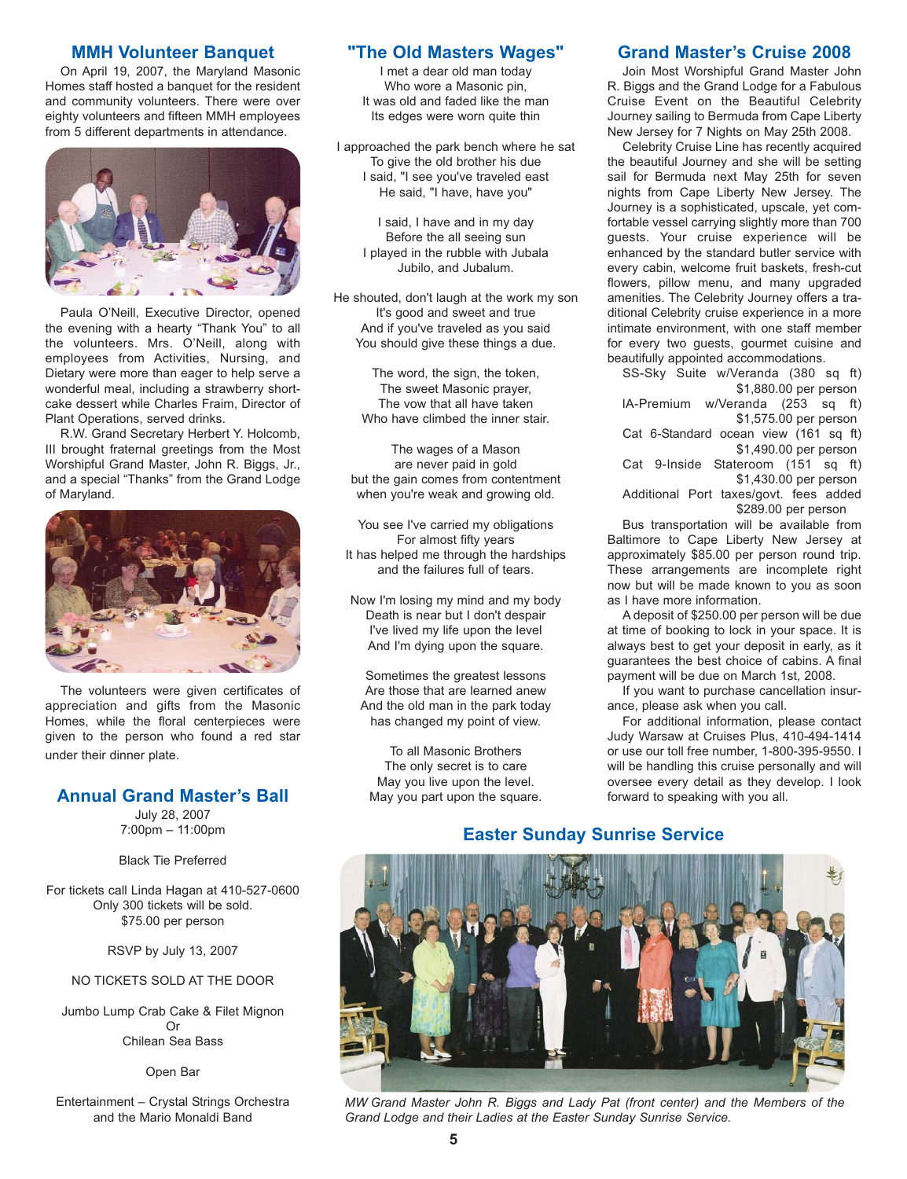## MMH Volunteer Banquet

On April 19, 2007, the Maryland Masonic Homes staff hosted a banquet for the resident and community volunteers. There were over eighty volunteers and fifteen MMH employees from 5 different departments in attendance.

Paula O'Neill, Executive Director, opened the evening with a hearty "Thank You" to all the volunteers. Mrs. O'Neill, along with employees from Activities, Nursing, and Dietary were more than eager to help serve a wonderful meal, including a strawberry shortcake dessert while Charles Fraim, Director of Plant Operations, served drinks.

R.W. Grand Secretary Herbert Y. Holcomb, III brought fraternal greetings from the Most Worshipful Grand Master, John R. Biggs, Jr., and a special "Thanks" from the Grand Lodge of Maryland.

The volunteers were given certificates of appreciation and gifts from the Masonic Homes, while the floral centerpieces were given to the person who found a red star under their dinner plate.

## Annual Grand Master's Ball

July 28, 2007
7:00pm – 11:00pm

Black Tie Preferred

For tickets call Linda Hagan at 410-527-0600
Only 300 tickets will be sold.
$75.00 per person

RSVP by July 13, 2007

NO TICKETS SOLD AT THE DOOR

Jumbo Lump Crab Cake & Filet Mignon
Or
Chilean Sea Bass

Open Bar

Entertainment – Crystal Strings Orchestra
and the Mario Monaldi Band

## "The Old Masters Wages"

I met a dear old man today
Who wore a Masonic pin,
It was old and faded like the man
Its edges were worn quite thin

I approached the park bench where he sat
To give the old brother his due
I said, "I see you've traveled east
He said, "I have, have you"

I said, I have and in my day
Before the all seeing sun
I played in the rubble with Jubala
Jubilo, and Jubalum.

He shouted, don't laugh at the work my son
It's good and sweet and true
And if you've traveled as you said
You should give these things a due.

The word, the sign, the token,
The sweet Masonic prayer,
The vow that all have taken
Who have climbed the inner stair.

The wages of a Mason
are never paid in gold
but the gain comes from contentment
when you're weak and growing old.

You see I've carried my obligations
For almost fifty years
It has helped me through the hardships
and the failures full of tears.

Now I'm losing my mind and my body
Death is near but I don't despair
I've lived my life upon the level
And I'm dying upon the square.

Sometimes the greatest lessons
Are those that are learned anew
And the old man in the park today
has changed my point of view.

To all Masonic Brothers
The only secret is to care
May you live upon the level.
May you part upon the square.

## Grand Master's Cruise 2008

Join Most Worshipful Grand Master John R. Biggs and the Grand Lodge for a Fabulous Cruise Event on the Beautiful Celebrity Journey sailing to Bermuda from Cape Liberty New Jersey for 7 Nights on May 25th 2008.

Celebrity Cruise Line has recently acquired the beautiful Journey and she will be setting sail for Bermuda next May 25th for seven nights from Cape Liberty New Jersey. The Journey is a sophisticated, upscale, yet comfortable vessel carrying slightly more than 700 guests. Your cruise experience will be enhanced by the standard butler service with every cabin, welcome fruit baskets, fresh-cut flowers, pillow menu, and many upgraded amenities. The Celebrity Journey offers a traditional Celebrity cruise experience in a more intimate environment, with one staff member for every two guests, gourmet cuisine and beautifully appointed accommodations.

SS-Sky Suite w/Veranda (380 sq ft) $1,880.00 per person
IA-Premium w/Veranda (253 sq ft) $1,575.00 per person
Cat 6-Standard ocean view (161 sq ft) $1,490.00 per person
Cat 9-Inside Stateroom (151 sq ft) $1,430.00 per person
Additional Port taxes/govt. fees added $289.00 per person

Bus transportation will be available from Baltimore to Cape Liberty New Jersey at approximately $85.00 per person round trip. These arrangements are incomplete right now but will be made known to you as soon as I have more information.

A deposit of $250.00 per person will be due at time of booking to lock in your space. It is always best to get your deposit in early, as it guarantees the best choice of cabins. A final payment will be due on March 1st, 2008.

If you want to purchase cancellation insurance, please ask when you call.

For additional information, please contact Judy Warsaw at Cruises Plus, 410-494-1414 or use our toll free number, 1-800-395-9550. I will be handling this cruise personally and will oversee every detail as they develop. I look forward to speaking with you all.

## Easter Sunday Sunrise Service

*MW Grand Master John R. Biggs and Lady Pat (front center) and the Members of the Grand Lodge and their Ladies at the Easter Sunday Sunrise Service.*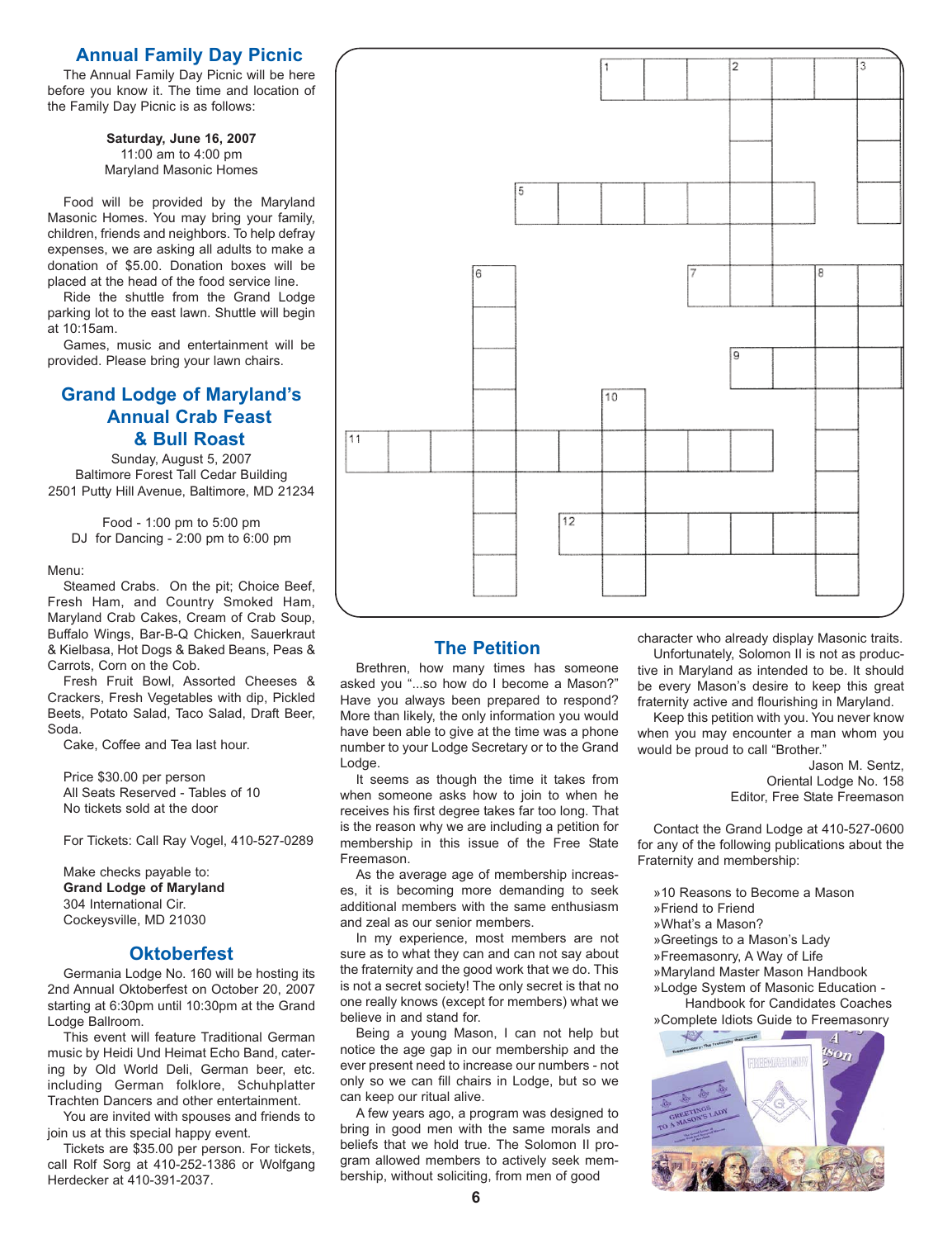## Annual Family Day Picnic

The Annual Family Day Picnic will be here before you know it. The time and location of the Family Day Picnic is as follows:

**Saturday, June 16, 2007**
11:00 am to 4:00 pm
Maryland Masonic Homes

Food will be provided by the Maryland Masonic Homes. You may bring your family, children, friends and neighbors. To help defray expenses, we are asking all adults to make a donation of $5.00. Donation boxes will be placed at the head of the food service line.

Ride the shuttle from the Grand Lodge parking lot to the east lawn. Shuttle will begin at 10:15am.

Games, music and entertainment will be provided. Please bring your lawn chairs.

## Grand Lodge of Maryland's Annual Crab Feast & Bull Roast

Sunday, August 5, 2007
Baltimore Forest Tall Cedar Building
2501 Putty Hill Avenue, Baltimore, MD 21234

Food - 1:00 pm to 5:00 pm
DJ for Dancing - 2:00 pm to 6:00 pm

Menu:

Steamed Crabs. On the pit; Choice Beef, Fresh Ham, and Country Smoked Ham, Maryland Crab Cakes, Cream of Crab Soup, Buffalo Wings, Bar-B-Q Chicken, Sauerkraut & Kielbasa, Hot Dogs & Baked Beans, Peas & Carrots, Corn on the Cob.

Fresh Fruit Bowl, Assorted Cheeses & Crackers, Fresh Vegetables with dip, Pickled Beets, Potato Salad, Taco Salad, Draft Beer, Soda.

Cake, Coffee and Tea last hour.

Price $30.00 per person
All Seats Reserved - Tables of 10
No tickets sold at the door

For Tickets: Call Ray Vogel, 410-527-0289

Make checks payable to:
**Grand Lodge of Maryland**
304 International Cir.
Cockeysville, MD 21030

## Oktoberfest

Germania Lodge No. 160 will be hosting its 2nd Annual Oktoberfest on October 20, 2007 starting at 6:30pm until 10:30pm at the Grand Lodge Ballroom.

This event will feature Traditional German music by Heidi Und Heimat Echo Band, catering by Old World Deli, German beer, etc. including German folklore, Schuhplatter Trachten Dancers and other entertainment.

You are invited with spouses and friends to join us at this special happy event.

Tickets are $35.00 per person. For tickets, call Rolf Sorg at 410-252-1386 or Wolfgang Herdecker at 410-391-2037.

## The Petition

Brethren, how many times has someone asked you "...so how do I become a Mason?" Have you always been prepared to respond? More than likely, the only information you would have been able to give at the time was a phone number to your Lodge Secretary or to the Grand Lodge.

It seems as though the time it takes from when someone asks how to join to when he receives his first degree takes far too long. That is the reason why we are including a petition for membership in this issue of the Free State Freemason.

As the average age of membership increases, it is becoming more demanding to seek additional members with the same enthusiasm and zeal as our senior members.

In my experience, most members are not sure as to what they can and can not say about the fraternity and the good work that we do. This is not a secret society! The only secret is that no one really knows (except for members) what we believe in and stand for.

Being a young Mason, I can not help but notice the age gap in our membership and the ever present need to increase our numbers - not only so we can fill chairs in Lodge, but so we can keep our ritual alive.

A few years ago, a program was designed to bring in good men with the same morals and beliefs that we hold true. The Solomon II program allowed members to actively seek membership, without soliciting, from men of good character who already display Masonic traits.

Unfortunately, Solomon II is not as productive in Maryland as intended to be. It should be every Mason's desire to keep this great fraternity active and flourishing in Maryland.

Keep this petition with you. You never know when you may encounter a man whom you would be proud to call "Brother."

Jason M. Sentz,
Oriental Lodge No. 158
Editor, Free State Freemason

Contact the Grand Lodge at 410-527-0600 for any of the following publications about the Fraternity and membership:

- »10 Reasons to Become a Mason
- »Friend to Friend
- »What's a Mason?
- »Greetings to a Mason's Lady
- »Freemasonry, A Way of Life
- »Maryland Master Mason Handbook
- »Lodge System of Masonic Education - Handbook for Candidates Coaches
- »Complete Idiots Guide to Freemasonry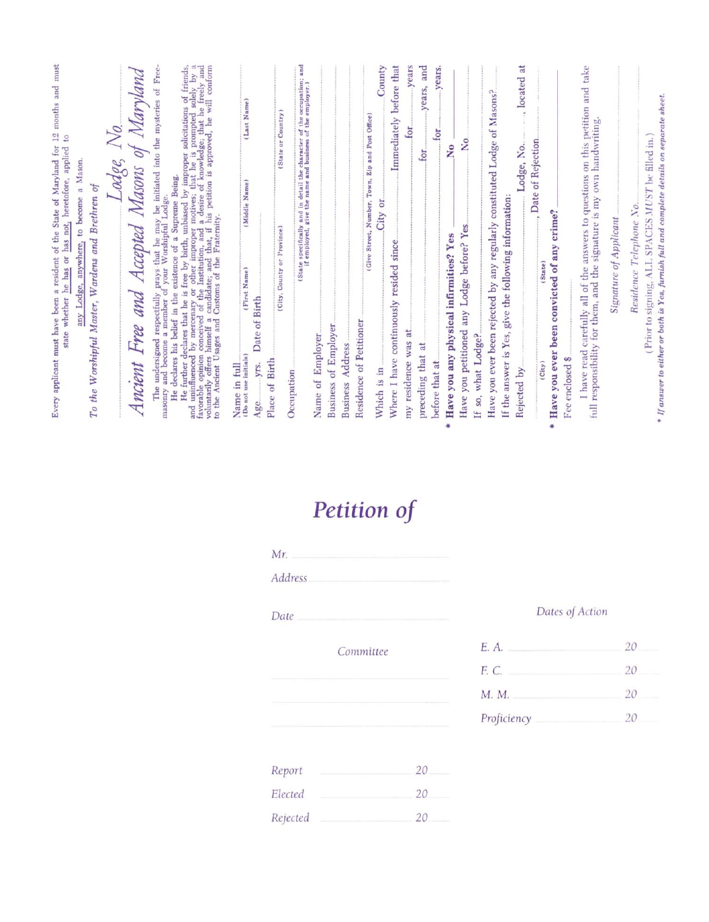Every applicant must have been a resident of the State of Maryland for 12 months and must state whether he has or has not, heretofore, applied to any Lodge, anywhere, to become a Mason.

*To the Worshipful Master, Wardens and Brethren of*

*Lodge, No.*

# *Ancient Free and Accepted Masons of Maryland*

The undersigned respectfully prays that he may be initiated into the mysteries of Freemasonry and become a member of your Worshipful Lodge.

He declares his belief in the existence of a Supreme Being.

He further declares that he is free by birth, unbiased by improper solicitations of friends, and uninfluenced by mercenary or other improper motives; that he is prompted solely by a favorable opinion conceived of the Institution, and a desire of knowledge; that he freely and voluntarily offers himself a candidate; and that, if his petition is approved, he will conform to the Ancient Usages and Customs of the Fraternity.

Name in full (Do not use initials) ______ (First Name) ______ (Middle Name) ______ (Last Name)

Age ______ yrs. Date of Birth ______

Place of Birth ______ (City, County or Province) ______ (State or Country)

Occupation ______ (State specifically and in detail the character of the occupation; and if employed, give the name and business of the employer.)

Name of Employer ______

Business of Employer ______

Business Address ______

Residence of Petitioner ______ (Give Street, Number, Town, Zip and Post Office)

Which is in ______ City or ______ County

Where I have continuously resided since ______ Immediately before that my residence was at ______ for ______ years preceding that at ______ for ______ years, and before that at ______ for ______ years.

**\* Have you any physical infirmities? Yes ______ No ______**

Have you petitioned any Lodge before? Yes ______ No ______

If so, what Lodge? ______

Have you ever been rejected by any regularly constituted Lodge of Masons? ______

If the answer is Yes, give the following information:

Rejected by ______ Lodge, No. ______, located at ______ (City) ______ (State), Date of Rejection ______

**\* Have you ever been convicted of any crime?** ______

Fee enclosed $ ______

I have read carefully all of the answers to questions on this petition and take full responsibility for them, and the signature is my own handwriting.

*Signature of Applicant* ______

*Residence Telephone No.* ______

(Prior to signing, ALL SPACES *MUST* be filled in.)

*\* If answer to either or both is Yes, furnish full and complete details on separate sheet.*

---

# *Petition of*

*Mr.* ______

*Address* ______

*Date* ______

*Committee*

______

______

______

*Report* ______ 20 ______

*Elected* ______ 20 ______

*Rejected* ______ 20 ______

*Dates of Action*

*E. A.* ______ 20 ______

*F. C.* ______ 20 ______

*M. M.* ______ 20 ______

*Proficiency* ______ 20 ______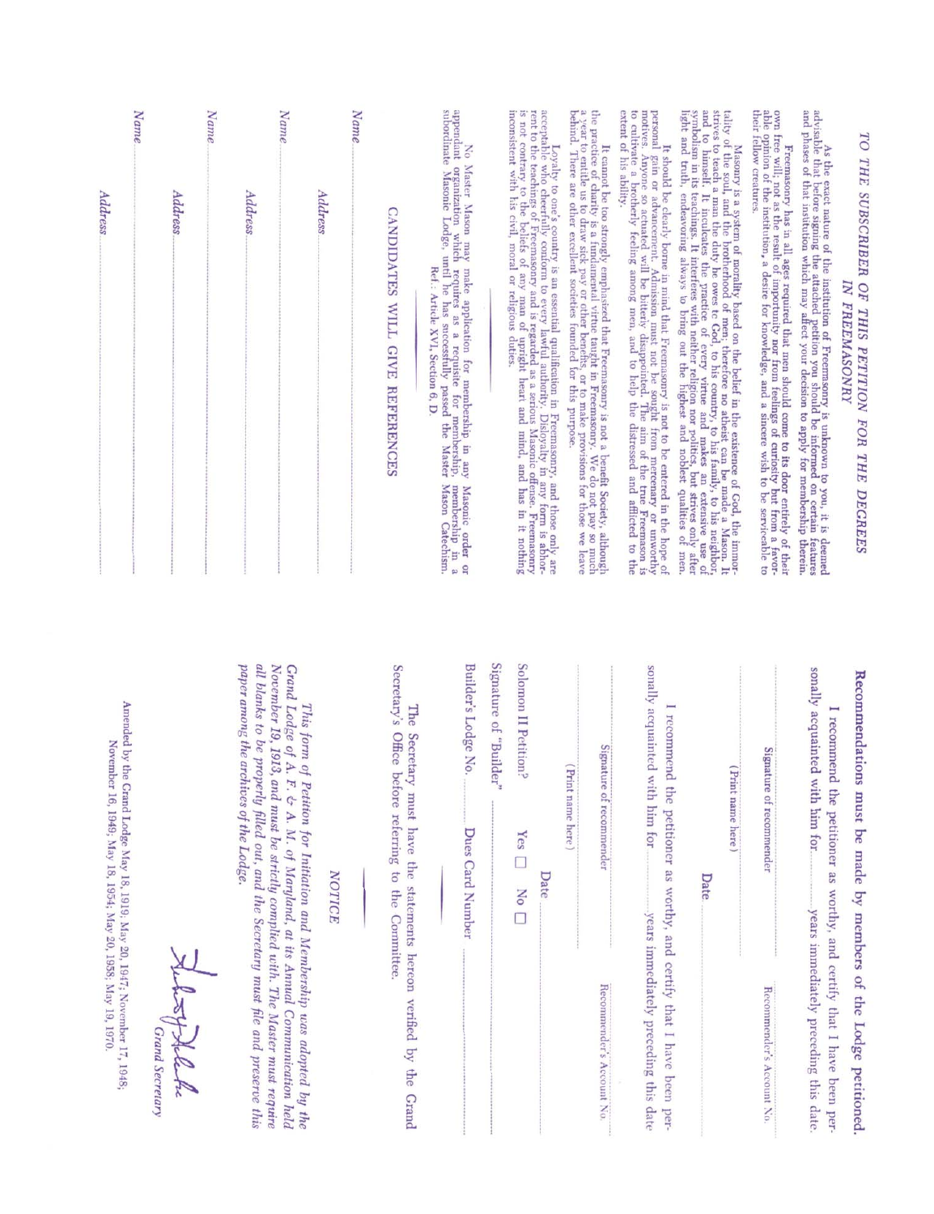# TO THE SUBSCRIBER OF THIS PETITION FOR THE DEGREES IN FREEMASONRY

As the exact nature of the institution of Freemasonry is unknown to you, it is deemed advisable that before signing the attached petition you should be informed on certain features and phases of that institution which may affect your decision to apply for membership therein.

Freemasonry has in all ages required that men should come to its door entirely of their own free will, not as the result of importunity nor from feelings of curiosity but from a favorable opinion of the institution, a desire for knowledge, and a sincere wish to be serviceable to their fellow creatures.

Masonry is a system of morality based on the belief in the existence of God, the immortality of the soul, and the brotherhood of men, therefore no atheist can be made a Mason. It strives to teach a man the duty he owes to God, to his country, to his family, to his neighbor, and to himself. It inculcates the practice of every virtue and makes an extensive use of symbolism in its teachings. It interferes with neither religion nor politics, but strives only after light and truth, endeavoring always to bring out the highest and noblest qualities of men.

It should be clearly borne in mind that Freemasonry is not to be entered in the hope of personal gain or advancement. Admission must not be sought from mercenary or unworthy motives. Anyone so actuated will be bitterly disappointed. The aim of the true Freemason is to cultivate a brotherly feeling among men, and to help the distressed and afflicted to the extent of his ability.

It cannot be too strongly emphasized that Freemasonry is not a benefit Society, although the practice of charity is a fundamental virtue taught in Freemasonry. We do not pay so much a year to entitle us to draw sick pay or other benefits, or to make provisions for those we leave behind. There are other excellent societies founded for this purpose.

Loyalty to one's country is an essential qualification in Freemasonry, and those only are acceptable who cheerfully conform to every lawful authority. Disloyalty in any form is abhorrent to the teachings of Freemasonry and is regarded as a serious Masonic offense. Freemasonry is not contrary to the beliefs of any man of upright heart and mind, and has in it nothing inconsistent with his civil, moral or religious duties.

No Master Mason may make application for membership in any Masonic order or appendant organization which requires as a requisite for membership, membership in a subordinate Masonic Lodge, until he has successfully passed the Master Mason Catechism.

Ref.: Article XVI, Section 6, D.

## CANDIDATES WILL GIVE REFERENCES

Name ............................................................

Address ............................................................

Name ............................................................

Address ............................................................

Name ............................................................

Address ............................................................

Name ............................................................

Address ............................................................

## Recommendations must be made by members of the Lodge petitioned.

I recommend the petitioner as worthy, and certify that I have been personally acquainted with him for ........ years immediately preceding this date.

........................................................ ........................................................

Signature of recommender Recommender's Account No.

........................................................

(Print name here)

Date ........................................................

I recommend the petitioner as worthy, and certify that I have been personally acquainted with him for ........ years immediately preceding this date.

........................................................ ........................................................

Signature of recommender Recommender's Account No.

........................................................

(Print name here)

Date ........................................................

Solomon II Petition? Yes ☐ No ☐

Signature of "Builder" ........................................................

Builder's Lodge No. ........ Dues Card Number ........................

The Secretary must have the statements hereon verified by the Grand Secretary's Office before referring to the Committee.

### NOTICE

*This form of Petition for Initiation and Membership was adopted by the Grand Lodge of A. F. & A. M. of Maryland, at its Annual Communication held November 19, 1913, and must be strictly complied with. The Master must require all blanks to be properly filled out, and the Secretary must file and preserve this paper among the archives of the Lodge.*

*Grand Secretary*

Amended by the Grand Lodge May 18, 1919; May 20, 1947; November 17, 1948; November 16, 1949; May 18, 1954; May 20, 1958; May 19, 1970.